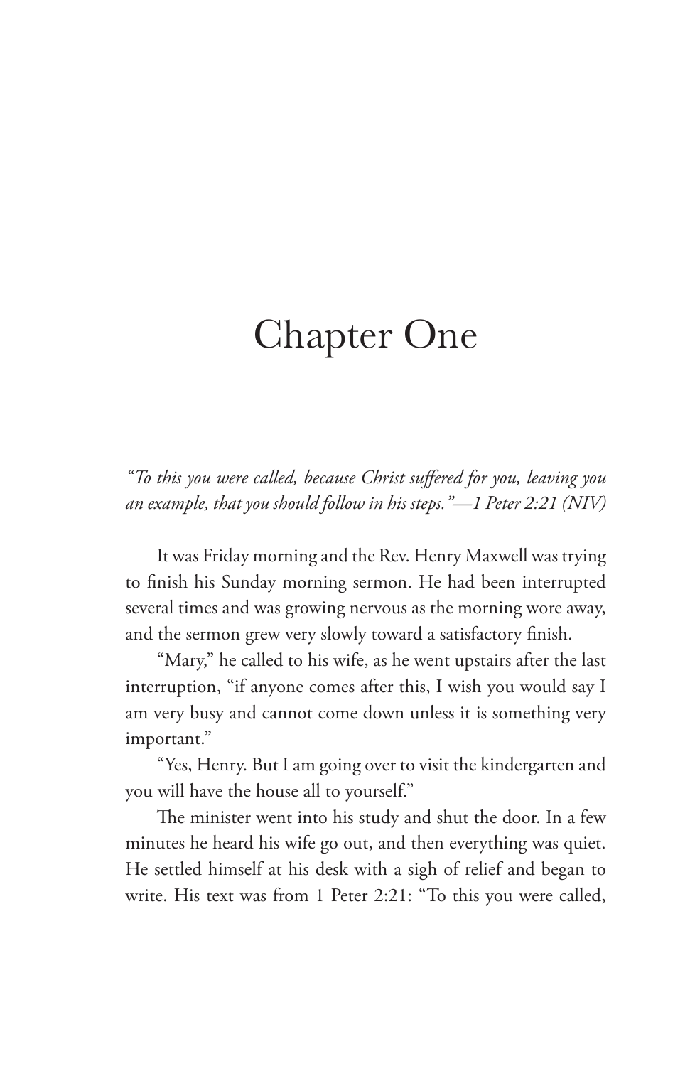# Chapter One

*"To this you were called, because Christ suffered for you, leaving you an example, that you should follow in his steps."—1 Peter 2:21 (NIV)*

It was Friday morning and the Rev. Henry Maxwell was trying to finish his Sunday morning sermon. He had been interrupted several times and was growing nervous as the morning wore away, and the sermon grew very slowly toward a satisfactory finish.

"Mary," he called to his wife, as he went upstairs after the last interruption, "if anyone comes after this, I wish you would say I am very busy and cannot come down unless it is something very important."

"Yes, Henry. But I am going over to visit the kindergarten and you will have the house all to yourself."

The minister went into his study and shut the door. In a few minutes he heard his wife go out, and then everything was quiet. He settled himself at his desk with a sigh of relief and began to write. His text was from 1 Peter 2:21: "To this you were called,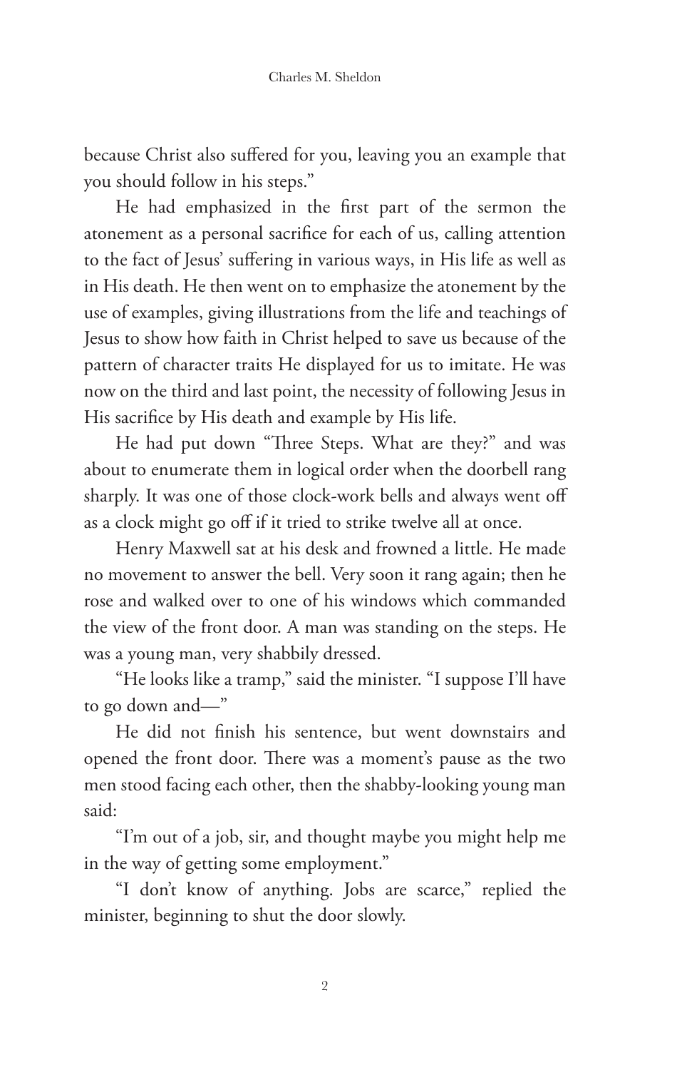because Christ also suffered for you, leaving you an example that you should follow in his steps."

He had emphasized in the first part of the sermon the atonement as a personal sacrifice for each of us, calling attention to the fact of Jesus' suffering in various ways, in His life as well as in His death. He then went on to emphasize the atonement by the use of examples, giving illustrations from the life and teachings of Jesus to show how faith in Christ helped to save us because of the pattern of character traits He displayed for us to imitate. He was now on the third and last point, the necessity of following Jesus in His sacrifice by His death and example by His life.

He had put down "Three Steps. What are they?" and was about to enumerate them in logical order when the doorbell rang sharply. It was one of those clock-work bells and always went off as a clock might go off if it tried to strike twelve all at once.

Henry Maxwell sat at his desk and frowned a little. He made no movement to answer the bell. Very soon it rang again; then he rose and walked over to one of his windows which commanded the view of the front door. A man was standing on the steps. He was a young man, very shabbily dressed.

"He looks like a tramp," said the minister. "I suppose I'll have to go down and—"

He did not finish his sentence, but went downstairs and opened the front door. There was a moment's pause as the two men stood facing each other, then the shabby-looking young man said:

"I'm out of a job, sir, and thought maybe you might help me in the way of getting some employment."

"I don't know of anything. Jobs are scarce," replied the minister, beginning to shut the door slowly.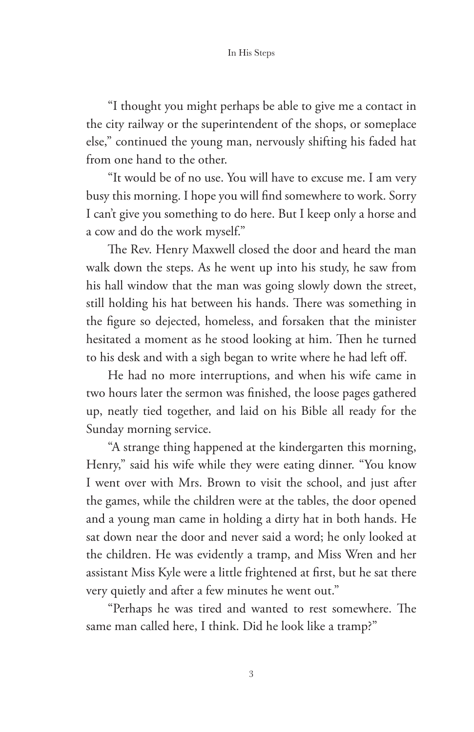"I thought you might perhaps be able to give me a contact in the city railway or the superintendent of the shops, or someplace else," continued the young man, nervously shifting his faded hat from one hand to the other.

"It would be of no use. You will have to excuse me. I am very busy this morning. I hope you will find somewhere to work. Sorry I can't give you something to do here. But I keep only a horse and a cow and do the work myself."

The Rev. Henry Maxwell closed the door and heard the man walk down the steps. As he went up into his study, he saw from his hall window that the man was going slowly down the street, still holding his hat between his hands. There was something in the figure so dejected, homeless, and forsaken that the minister hesitated a moment as he stood looking at him. Then he turned to his desk and with a sigh began to write where he had left off.

He had no more interruptions, and when his wife came in two hours later the sermon was finished, the loose pages gathered up, neatly tied together, and laid on his Bible all ready for the Sunday morning service.

"A strange thing happened at the kindergarten this morning, Henry," said his wife while they were eating dinner. "You know I went over with Mrs. Brown to visit the school, and just after the games, while the children were at the tables, the door opened and a young man came in holding a dirty hat in both hands. He sat down near the door and never said a word; he only looked at the children. He was evidently a tramp, and Miss Wren and her assistant Miss Kyle were a little frightened at first, but he sat there very quietly and after a few minutes he went out."

"Perhaps he was tired and wanted to rest somewhere. The same man called here, I think. Did he look like a tramp?"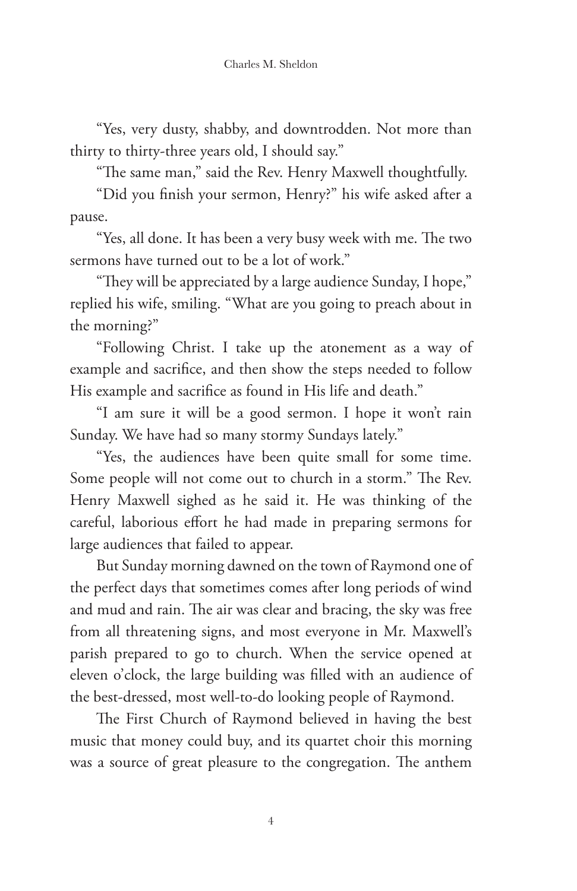"Yes, very dusty, shabby, and downtrodden. Not more than thirty to thirty-three years old, I should say."

"The same man," said the Rev. Henry Maxwell thoughtfully.

"Did you finish your sermon, Henry?" his wife asked after a pause.

"Yes, all done. It has been a very busy week with me. The two sermons have turned out to be a lot of work."

"They will be appreciated by a large audience Sunday, I hope," replied his wife, smiling. "What are you going to preach about in the morning?"

"Following Christ. I take up the atonement as a way of example and sacrifice, and then show the steps needed to follow His example and sacrifice as found in His life and death."

"I am sure it will be a good sermon. I hope it won't rain Sunday. We have had so many stormy Sundays lately."

"Yes, the audiences have been quite small for some time. Some people will not come out to church in a storm." The Rev. Henry Maxwell sighed as he said it. He was thinking of the careful, laborious effort he had made in preparing sermons for large audiences that failed to appear.

But Sunday morning dawned on the town of Raymond one of the perfect days that sometimes comes after long periods of wind and mud and rain. The air was clear and bracing, the sky was free from all threatening signs, and most everyone in Mr. Maxwell's parish prepared to go to church. When the service opened at eleven o'clock, the large building was filled with an audience of the best-dressed, most well-to-do looking people of Raymond.

The First Church of Raymond believed in having the best music that money could buy, and its quartet choir this morning was a source of great pleasure to the congregation. The anthem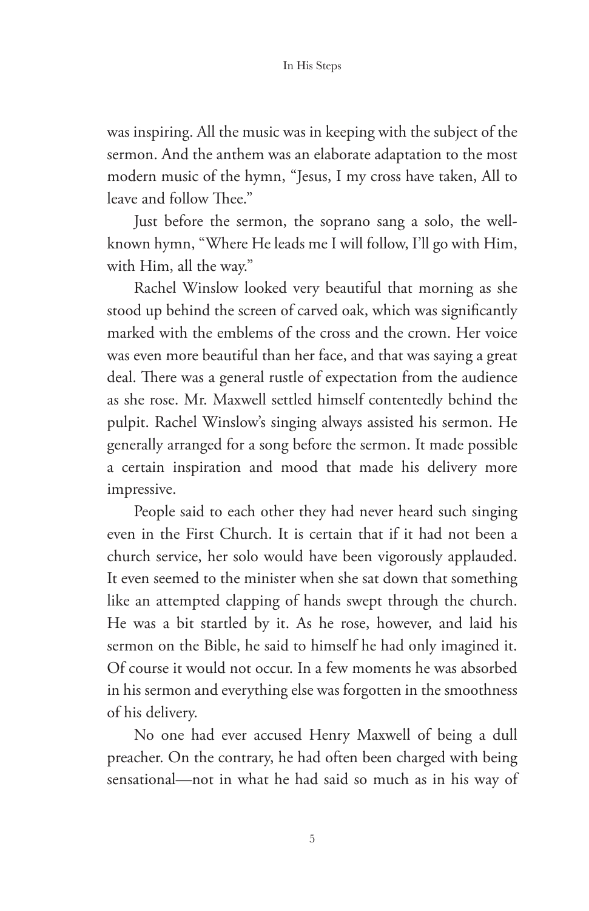was inspiring. All the music was in keeping with the subject of the sermon. And the anthem was an elaborate adaptation to the most modern music of the hymn, "Jesus, I my cross have taken, All to leave and follow Thee."

Just before the sermon, the soprano sang a solo, the well-known hymn, "Where He leads me I will follow, I'll go with Him, with Him, all the way."

Rachel Winslow looked very beautiful that morning as she stood up behind the screen of carved oak, which was significantly marked with the emblems of the cross and the crown. Her voice was even more beautiful than her face, and that was saying a great deal. There was a general rustle of expectation from the audience as she rose. Mr. Maxwell settled himself contentedly behind the pulpit. Rachel Winslow's singing always assisted his sermon. He generally arranged for a song before the sermon. It made possible a certain inspiration and mood that made his delivery more impressive.

People said to each other they had never heard such singing even in the First Church. It is certain that if it had not been a church service, her solo would have been vigorously applauded. It even seemed to the minister when she sat down that something like an attempted clapping of hands swept through the church. He was a bit startled by it. As he rose, however, and laid his sermon on the Bible, he said to himself he had only imagined it. Of course it would not occur. In a few moments he was absorbed in his sermon and everything else was forgotten in the smoothness of his delivery.

No one had ever accused Henry Maxwell of being a dull preacher. On the contrary, he had often been charged with being sensational—not in what he had said so much as in his way of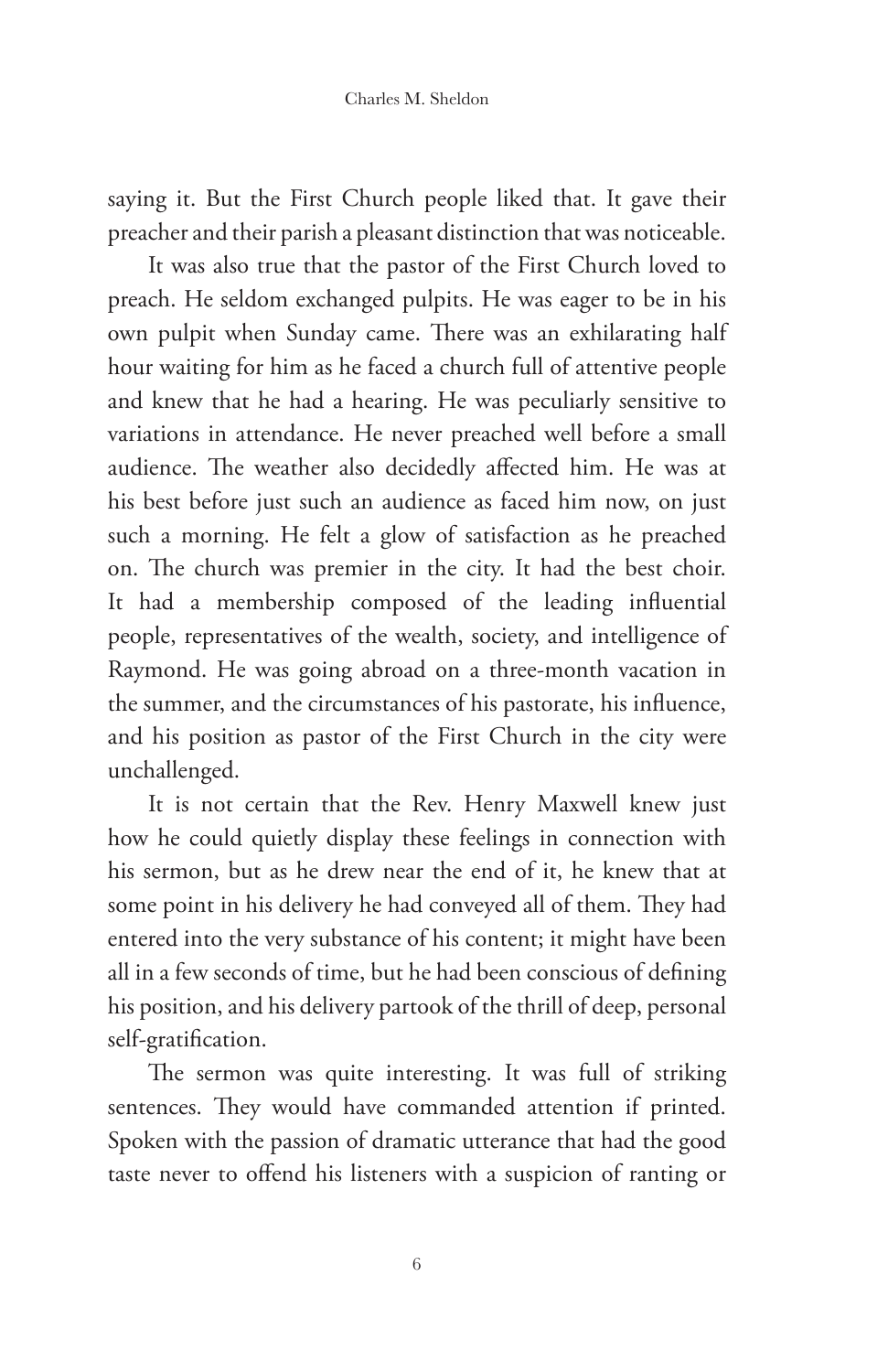saying it. But the First Church people liked that. It gave their preacher and their parish a pleasant distinction that was noticeable.

It was also true that the pastor of the First Church loved to preach. He seldom exchanged pulpits. He was eager to be in his own pulpit when Sunday came. There was an exhilarating half hour waiting for him as he faced a church full of attentive people and knew that he had a hearing. He was peculiarly sensitive to variations in attendance. He never preached well before a small audience. The weather also decidedly affected him. He was at his best before just such an audience as faced him now, on just such a morning. He felt a glow of satisfaction as he preached on. The church was premier in the city. It had the best choir. It had a membership composed of the leading influential people, representatives of the wealth, society, and intelligence of Raymond. He was going abroad on a three-month vacation in the summer, and the circumstances of his pastorate, his influence, and his position as pastor of the First Church in the city were unchallenged.

It is not certain that the Rev. Henry Maxwell knew just how he could quietly display these feelings in connection with his sermon, but as he drew near the end of it, he knew that at some point in his delivery he had conveyed all of them. They had entered into the very substance of his content; it might have been all in a few seconds of time, but he had been conscious of defining his position, and his delivery partook of the thrill of deep, personal self-gratification.

The sermon was quite interesting. It was full of striking sentences. They would have commanded attention if printed. Spoken with the passion of dramatic utterance that had the good taste never to offend his listeners with a suspicion of ranting or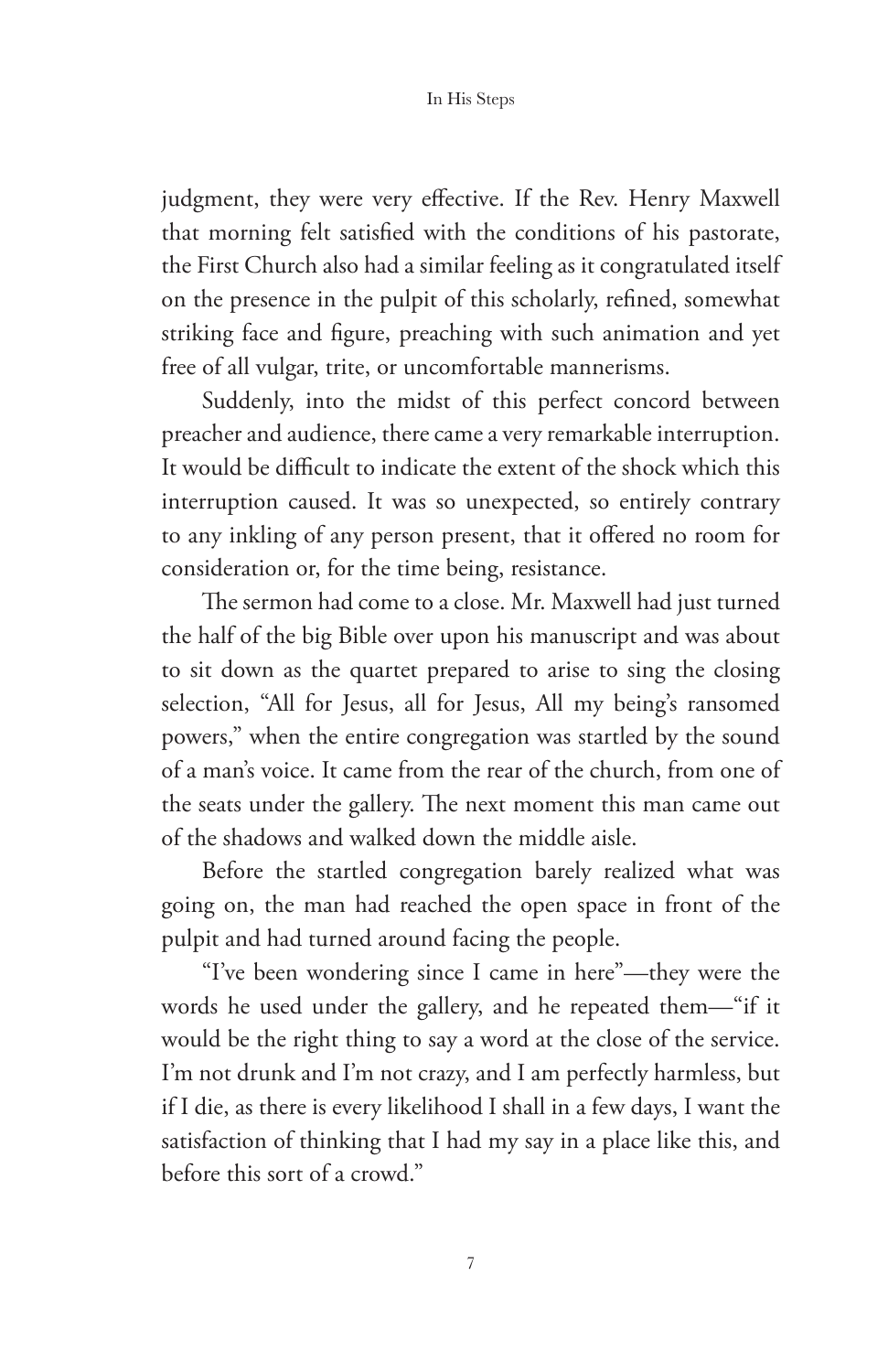judgment, they were very effective. If the Rev. Henry Maxwell that morning felt satisfied with the conditions of his pastorate, the First Church also had a similar feeling as it congratulated itself on the presence in the pulpit of this scholarly, refined, somewhat striking face and figure, preaching with such animation and yet free of all vulgar, trite, or uncomfortable mannerisms.

Suddenly, into the midst of this perfect concord between preacher and audience, there came a very remarkable interruption. It would be difficult to indicate the extent of the shock which this interruption caused. It was so unexpected, so entirely contrary to any inkling of any person present, that it offered no room for consideration or, for the time being, resistance.

The sermon had come to a close. Mr. Maxwell had just turned the half of the big Bible over upon his manuscript and was about to sit down as the quartet prepared to arise to sing the closing selection, "All for Jesus, all for Jesus, All my being's ransomed powers," when the entire congregation was startled by the sound of a man's voice. It came from the rear of the church, from one of the seats under the gallery. The next moment this man came out of the shadows and walked down the middle aisle.

Before the startled congregation barely realized what was going on, the man had reached the open space in front of the pulpit and had turned around facing the people.

"I've been wondering since I came in here"—they were the words he used under the gallery, and he repeated them—"if it would be the right thing to say a word at the close of the service. I'm not drunk and I'm not crazy, and I am perfectly harmless, but if I die, as there is every likelihood I shall in a few days, I want the satisfaction of thinking that I had my say in a place like this, and before this sort of a crowd."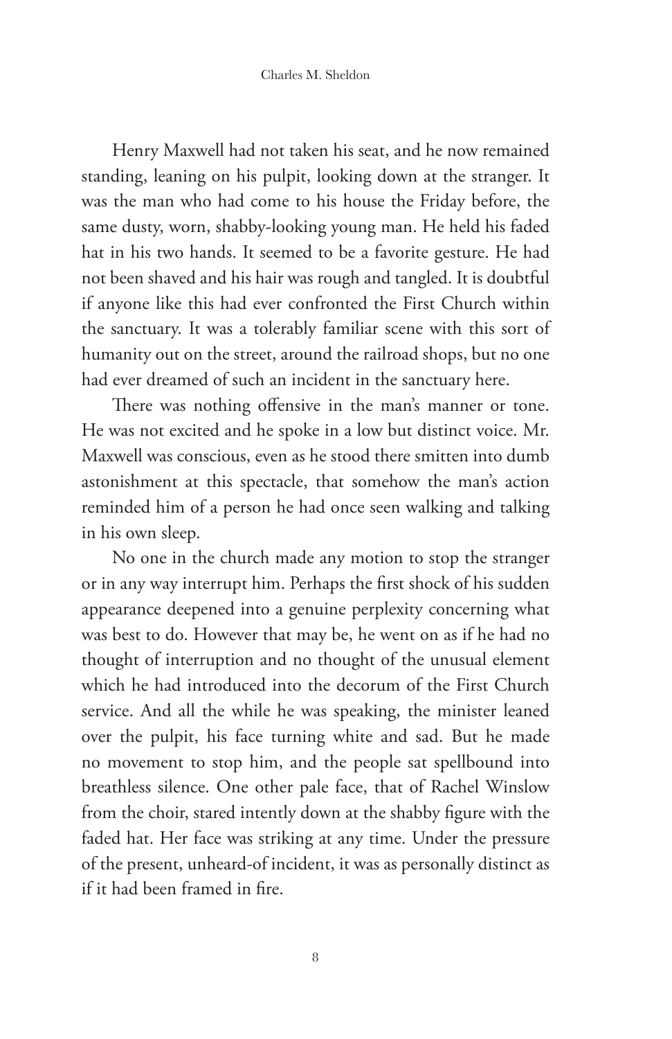Henry Maxwell had not taken his seat, and he now remained standing, leaning on his pulpit, looking down at the stranger. It was the man who had come to his house the Friday before, the same dusty, worn, shabby-looking young man. He held his faded hat in his two hands. It seemed to be a favorite gesture. He had not been shaved and his hair was rough and tangled. It is doubtful if anyone like this had ever confronted the First Church within the sanctuary. It was a tolerably familiar scene with this sort of humanity out on the street, around the railroad shops, but no one had ever dreamed of such an incident in the sanctuary here.

There was nothing offensive in the man's manner or tone. He was not excited and he spoke in a low but distinct voice. Mr. Maxwell was conscious, even as he stood there smitten into dumb astonishment at this spectacle, that somehow the man's action reminded him of a person he had once seen walking and talking in his own sleep.

No one in the church made any motion to stop the stranger or in any way interrupt him. Perhaps the first shock of his sudden appearance deepened into a genuine perplexity concerning what was best to do. However that may be, he went on as if he had no thought of interruption and no thought of the unusual element which he had introduced into the decorum of the First Church service. And all the while he was speaking, the minister leaned over the pulpit, his face turning white and sad. But he made no movement to stop him, and the people sat spellbound into breathless silence. One other pale face, that of Rachel Winslow from the choir, stared intently down at the shabby figure with the faded hat. Her face was striking at any time. Under the pressure of the present, unheard-of incident, it was as personally distinct as if it had been framed in fire.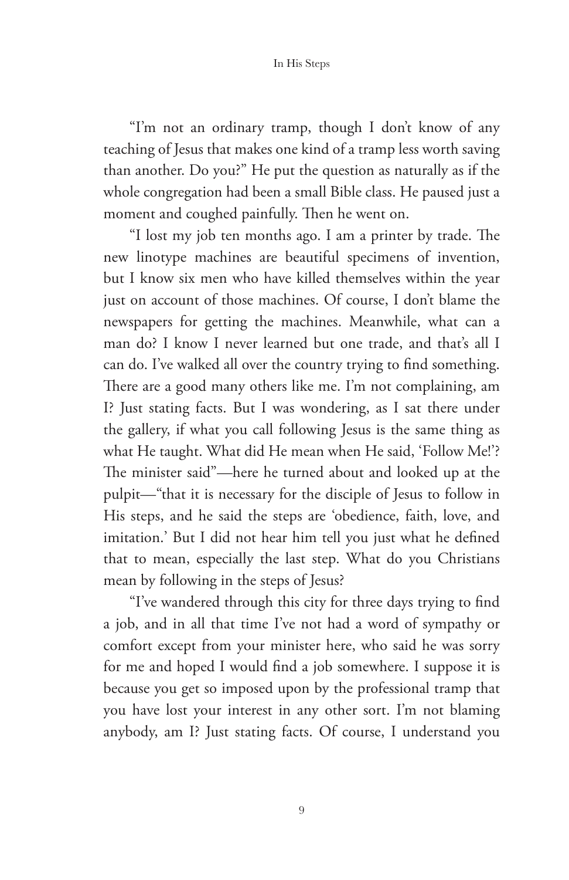"I'm not an ordinary tramp, though I don't know of any teaching of Jesus that makes one kind of a tramp less worth saving than another. Do you?" He put the question as naturally as if the whole congregation had been a small Bible class. He paused just a moment and coughed painfully. Then he went on.

"I lost my job ten months ago. I am a printer by trade. The new linotype machines are beautiful specimens of invention, but I know six men who have killed themselves within the year just on account of those machines. Of course, I don't blame the newspapers for getting the machines. Meanwhile, what can a man do? I know I never learned but one trade, and that's all I can do. I've walked all over the country trying to find something. There are a good many others like me. I'm not complaining, am I? Just stating facts. But I was wondering, as I sat there under the gallery, if what you call following Jesus is the same thing as what He taught. What did He mean when He said, 'Follow Me!'? The minister said"—here he turned about and looked up at the pulpit—"that it is necessary for the disciple of Jesus to follow in His steps, and he said the steps are 'obedience, faith, love, and imitation.' But I did not hear him tell you just what he defined that to mean, especially the last step. What do you Christians mean by following in the steps of Jesus?

"I've wandered through this city for three days trying to find a job, and in all that time I've not had a word of sympathy or comfort except from your minister here, who said he was sorry for me and hoped I would find a job somewhere. I suppose it is because you get so imposed upon by the professional tramp that you have lost your interest in any other sort. I'm not blaming anybody, am I? Just stating facts. Of course, I understand you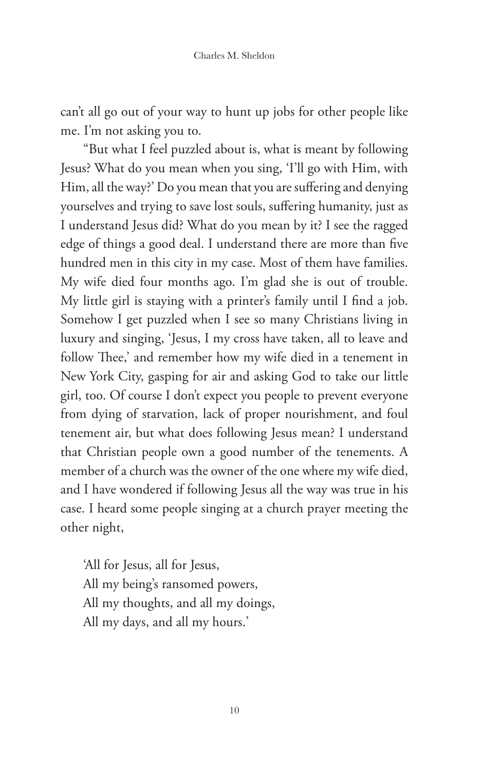can't all go out of your way to hunt up jobs for other people like me. I'm not asking you to.

"But what I feel puzzled about is, what is meant by following Jesus? What do you mean when you sing, 'I'll go with Him, with Him, all the way?' Do you mean that you are suffering and denying yourselves and trying to save lost souls, suffering humanity, just as I understand Jesus did? What do you mean by it? I see the ragged edge of things a good deal. I understand there are more than five hundred men in this city in my case. Most of them have families. My wife died four months ago. I'm glad she is out of trouble. My little girl is staying with a printer's family until I find a job. Somehow I get puzzled when I see so many Christians living in luxury and singing, 'Jesus, I my cross have taken, all to leave and follow Thee,' and remember how my wife died in a tenement in New York City, gasping for air and asking God to take our little girl, too. Of course I don't expect you people to prevent everyone from dying of starvation, lack of proper nourishment, and foul tenement air, but what does following Jesus mean? I understand that Christian people own a good number of the tenements. A member of a church was the owner of the one where my wife died, and I have wondered if following Jesus all the way was true in his case. I heard some people singing at a church prayer meeting the other night,

'All for Jesus, all for Jesus,
All my being's ransomed powers,
All my thoughts, and all my doings,
All my days, and all my hours.'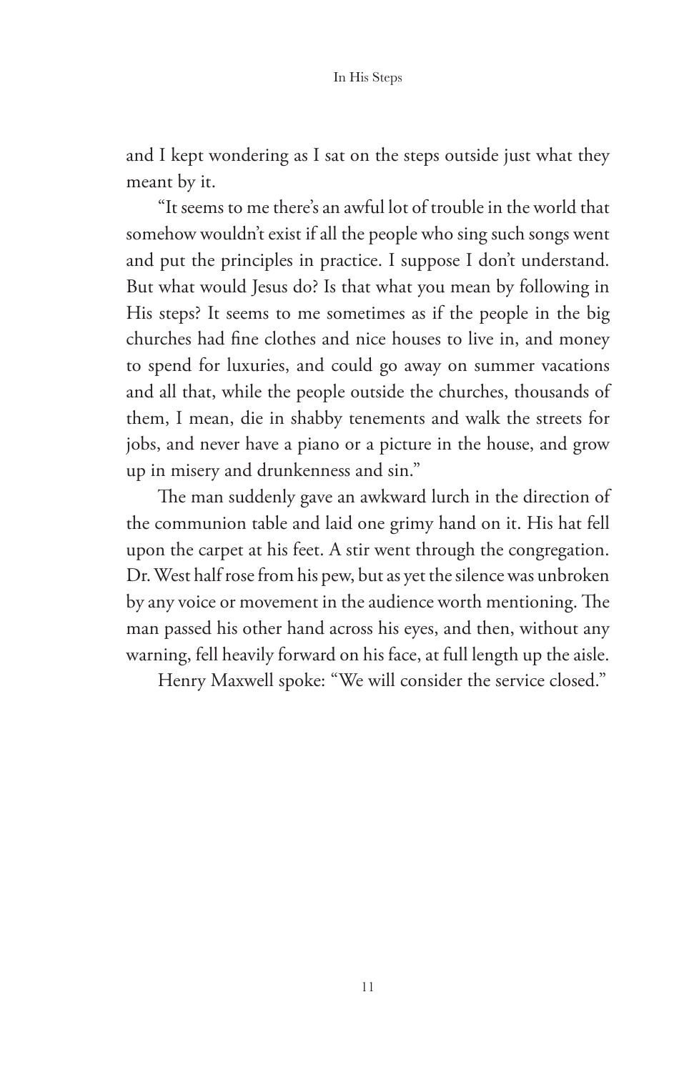and I kept wondering as I sat on the steps outside just what they meant by it.

"It seems to me there's an awful lot of trouble in the world that somehow wouldn't exist if all the people who sing such songs went and put the principles in practice. I suppose I don't understand. But what would Jesus do? Is that what you mean by following in His steps? It seems to me sometimes as if the people in the big churches had fine clothes and nice houses to live in, and money to spend for luxuries, and could go away on summer vacations and all that, while the people outside the churches, thousands of them, I mean, die in shabby tenements and walk the streets for jobs, and never have a piano or a picture in the house, and grow up in misery and drunkenness and sin."

The man suddenly gave an awkward lurch in the direction of the communion table and laid one grimy hand on it. His hat fell upon the carpet at his feet. A stir went through the congregation. Dr. West half rose from his pew, but as yet the silence was unbroken by any voice or movement in the audience worth mentioning. The man passed his other hand across his eyes, and then, without any warning, fell heavily forward on his face, at full length up the aisle.

Henry Maxwell spoke: "We will consider the service closed."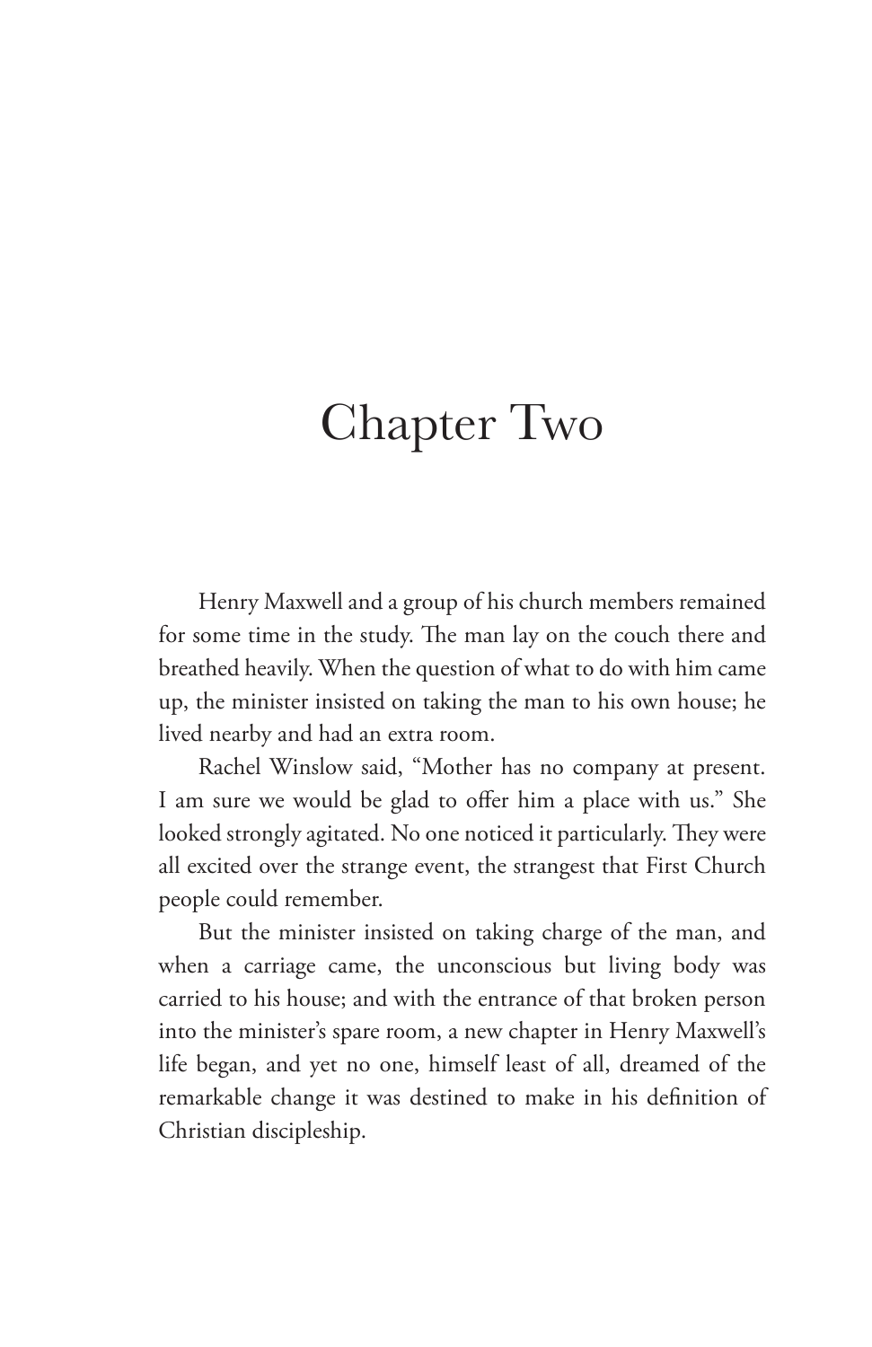# Chapter Two

Henry Maxwell and a group of his church members remained for some time in the study. The man lay on the couch there and breathed heavily. When the question of what to do with him came up, the minister insisted on taking the man to his own house; he lived nearby and had an extra room.

Rachel Winslow said, "Mother has no company at present. I am sure we would be glad to offer him a place with us." She looked strongly agitated. No one noticed it particularly. They were all excited over the strange event, the strangest that First Church people could remember.

But the minister insisted on taking charge of the man, and when a carriage came, the unconscious but living body was carried to his house; and with the entrance of that broken person into the minister's spare room, a new chapter in Henry Maxwell's life began, and yet no one, himself least of all, dreamed of the remarkable change it was destined to make in his definition of Christian discipleship.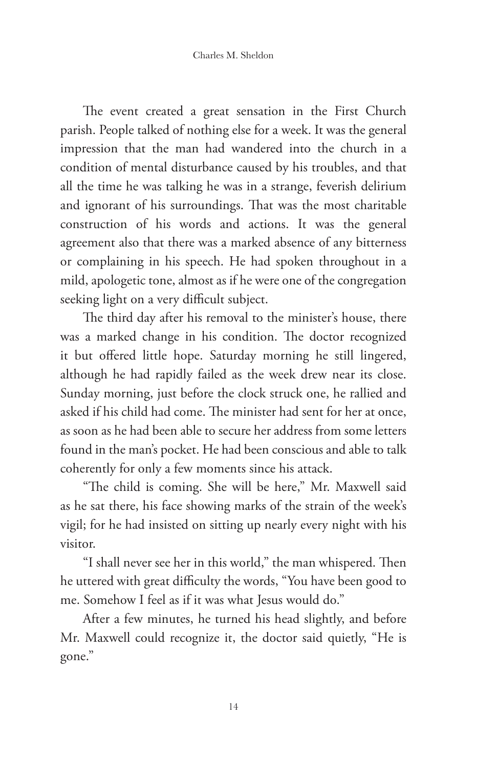The event created a great sensation in the First Church parish. People talked of nothing else for a week. It was the general impression that the man had wandered into the church in a condition of mental disturbance caused by his troubles, and that all the time he was talking he was in a strange, feverish delirium and ignorant of his surroundings. That was the most charitable construction of his words and actions. It was the general agreement also that there was a marked absence of any bitterness or complaining in his speech. He had spoken throughout in a mild, apologetic tone, almost as if he were one of the congregation seeking light on a very difficult subject.

The third day after his removal to the minister's house, there was a marked change in his condition. The doctor recognized it but offered little hope. Saturday morning he still lingered, although he had rapidly failed as the week drew near its close. Sunday morning, just before the clock struck one, he rallied and asked if his child had come. The minister had sent for her at once, as soon as he had been able to secure her address from some letters found in the man's pocket. He had been conscious and able to talk coherently for only a few moments since his attack.

"The child is coming. She will be here," Mr. Maxwell said as he sat there, his face showing marks of the strain of the week's vigil; for he had insisted on sitting up nearly every night with his visitor.

"I shall never see her in this world," the man whispered. Then he uttered with great difficulty the words, "You have been good to me. Somehow I feel as if it was what Jesus would do."

After a few minutes, he turned his head slightly, and before Mr. Maxwell could recognize it, the doctor said quietly, "He is gone."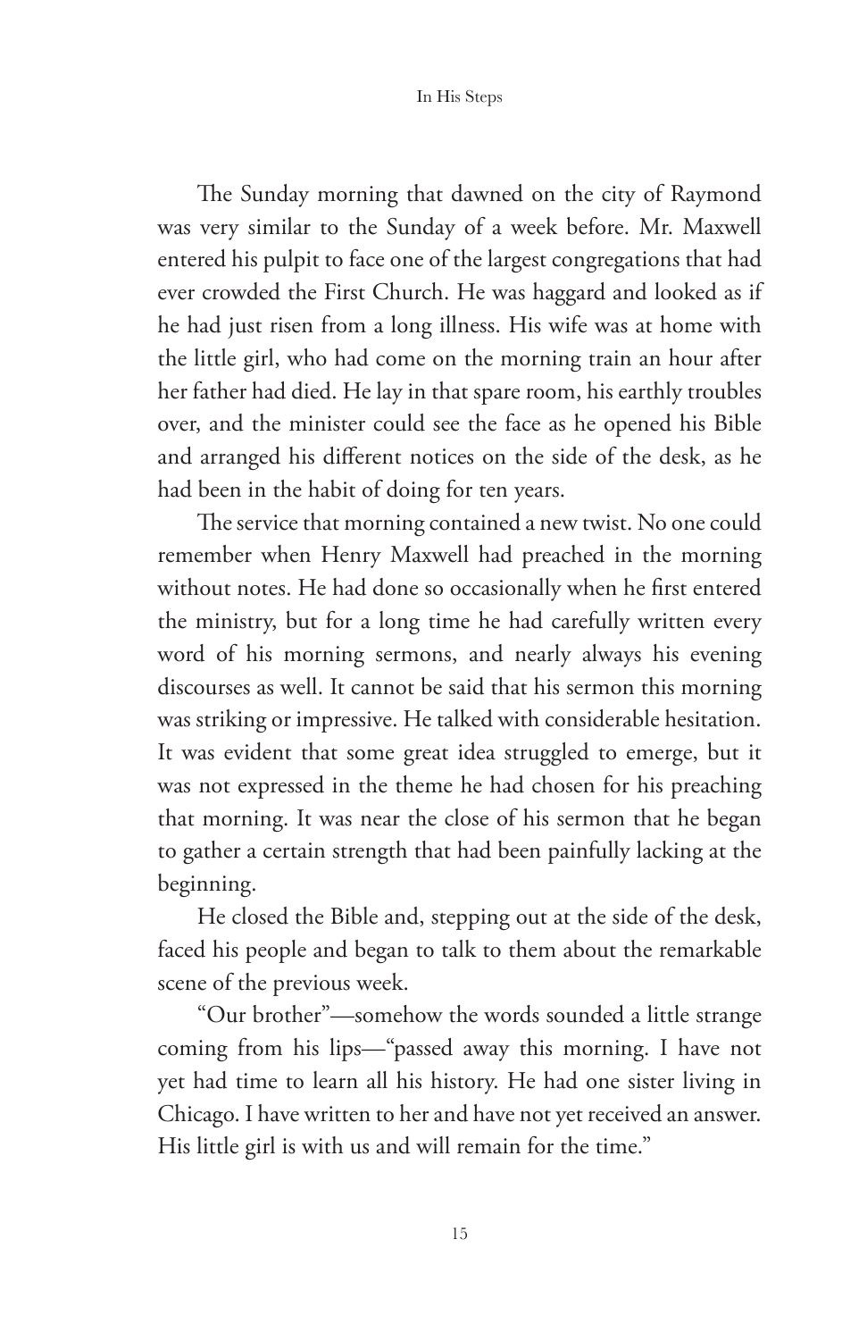The Sunday morning that dawned on the city of Raymond was very similar to the Sunday of a week before. Mr. Maxwell entered his pulpit to face one of the largest congregations that had ever crowded the First Church. He was haggard and looked as if he had just risen from a long illness. His wife was at home with the little girl, who had come on the morning train an hour after her father had died. He lay in that spare room, his earthly troubles over, and the minister could see the face as he opened his Bible and arranged his different notices on the side of the desk, as he had been in the habit of doing for ten years.

The service that morning contained a new twist. No one could remember when Henry Maxwell had preached in the morning without notes. He had done so occasionally when he first entered the ministry, but for a long time he had carefully written every word of his morning sermons, and nearly always his evening discourses as well. It cannot be said that his sermon this morning was striking or impressive. He talked with considerable hesitation. It was evident that some great idea struggled to emerge, but it was not expressed in the theme he had chosen for his preaching that morning. It was near the close of his sermon that he began to gather a certain strength that had been painfully lacking at the beginning.

He closed the Bible and, stepping out at the side of the desk, faced his people and began to talk to them about the remarkable scene of the previous week.

"Our brother"—somehow the words sounded a little strange coming from his lips—"passed away this morning. I have not yet had time to learn all his history. He had one sister living in Chicago. I have written to her and have not yet received an answer. His little girl is with us and will remain for the time."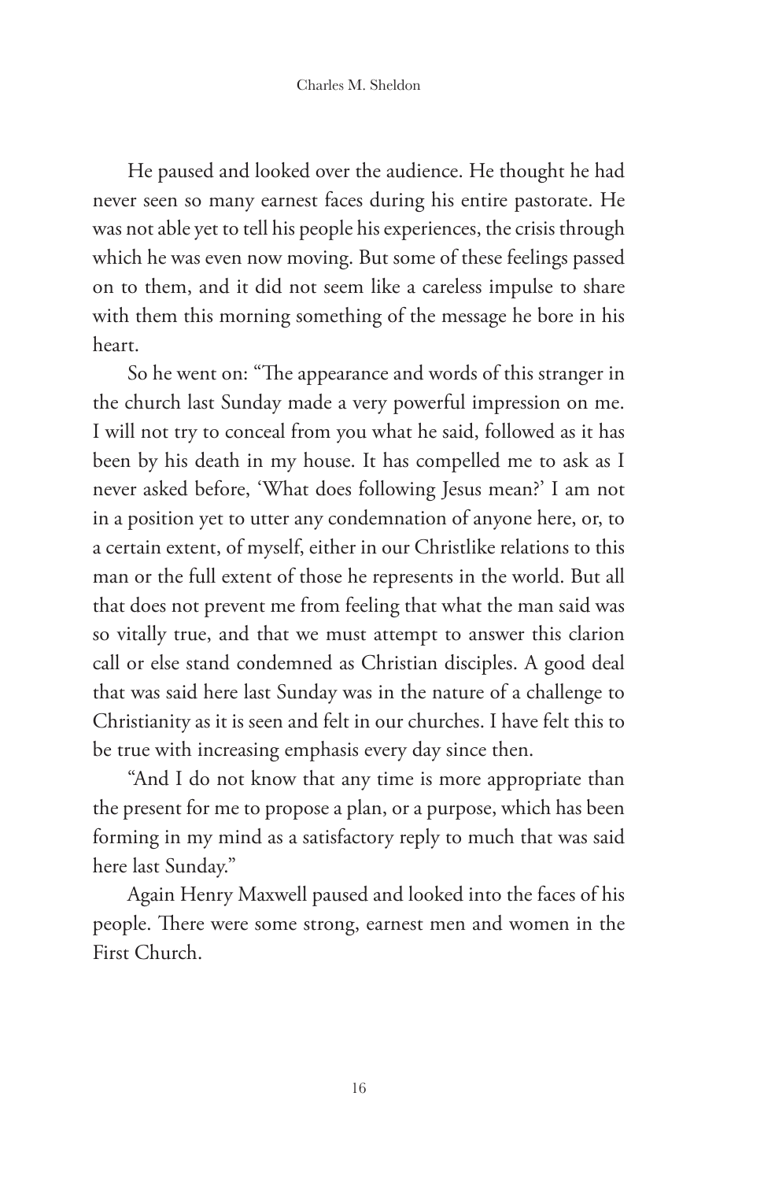He paused and looked over the audience. He thought he had never seen so many earnest faces during his entire pastorate. He was not able yet to tell his people his experiences, the crisis through which he was even now moving. But some of these feelings passed on to them, and it did not seem like a careless impulse to share with them this morning something of the message he bore in his heart.

So he went on: "The appearance and words of this stranger in the church last Sunday made a very powerful impression on me. I will not try to conceal from you what he said, followed as it has been by his death in my house. It has compelled me to ask as I never asked before, 'What does following Jesus mean?' I am not in a position yet to utter any condemnation of anyone here, or, to a certain extent, of myself, either in our Christlike relations to this man or the full extent of those he represents in the world. But all that does not prevent me from feeling that what the man said was so vitally true, and that we must attempt to answer this clarion call or else stand condemned as Christian disciples. A good deal that was said here last Sunday was in the nature of a challenge to Christianity as it is seen and felt in our churches. I have felt this to be true with increasing emphasis every day since then.

"And I do not know that any time is more appropriate than the present for me to propose a plan, or a purpose, which has been forming in my mind as a satisfactory reply to much that was said here last Sunday."

Again Henry Maxwell paused and looked into the faces of his people. There were some strong, earnest men and women in the First Church.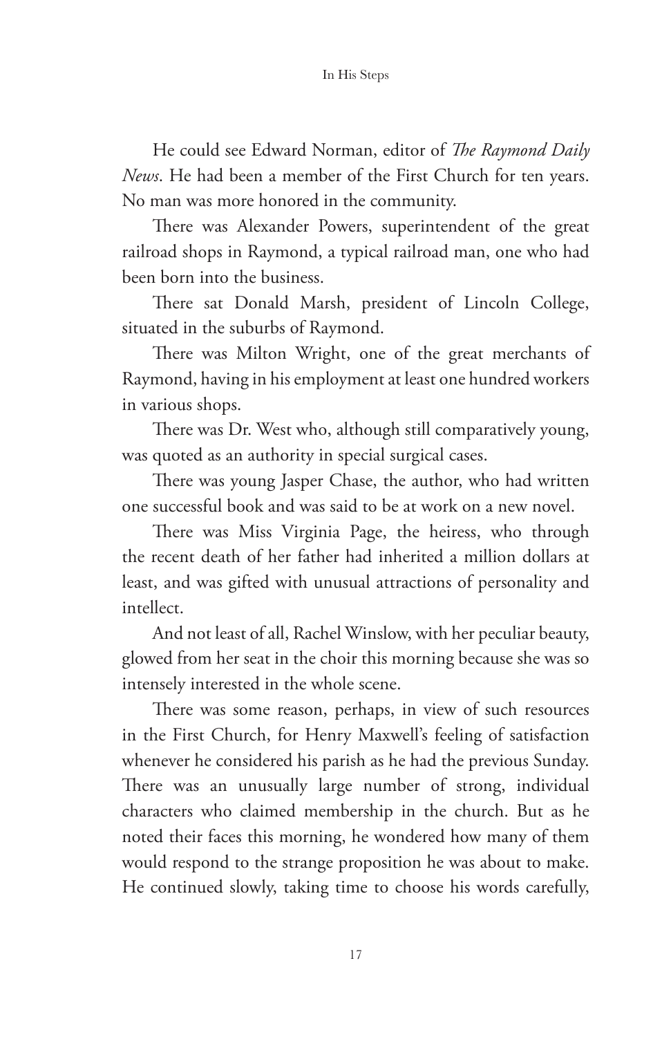He could see Edward Norman, editor of *The Raymond Daily News*. He had been a member of the First Church for ten years. No man was more honored in the community.

There was Alexander Powers, superintendent of the great railroad shops in Raymond, a typical railroad man, one who had been born into the business.

There sat Donald Marsh, president of Lincoln College, situated in the suburbs of Raymond.

There was Milton Wright, one of the great merchants of Raymond, having in his employment at least one hundred workers in various shops.

There was Dr. West who, although still comparatively young, was quoted as an authority in special surgical cases.

There was young Jasper Chase, the author, who had written one successful book and was said to be at work on a new novel.

There was Miss Virginia Page, the heiress, who through the recent death of her father had inherited a million dollars at least, and was gifted with unusual attractions of personality and intellect.

And not least of all, Rachel Winslow, with her peculiar beauty, glowed from her seat in the choir this morning because she was so intensely interested in the whole scene.

There was some reason, perhaps, in view of such resources in the First Church, for Henry Maxwell's feeling of satisfaction whenever he considered his parish as he had the previous Sunday. There was an unusually large number of strong, individual characters who claimed membership in the church. But as he noted their faces this morning, he wondered how many of them would respond to the strange proposition he was about to make. He continued slowly, taking time to choose his words carefully,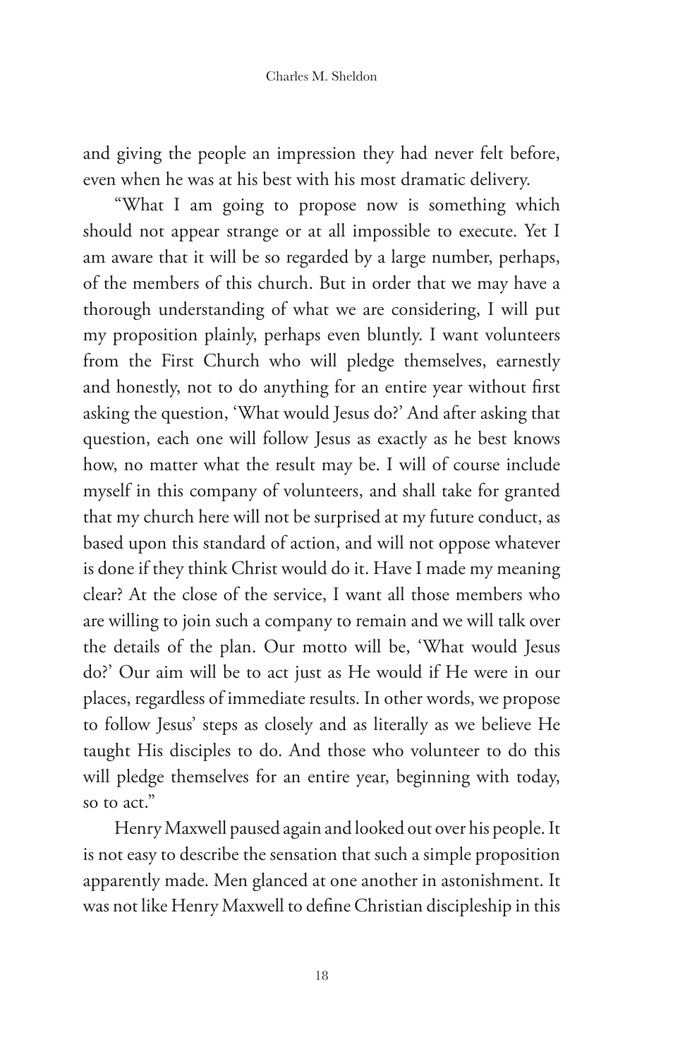and giving the people an impression they had never felt before, even when he was at his best with his most dramatic delivery.

"What I am going to propose now is something which should not appear strange or at all impossible to execute. Yet I am aware that it will be so regarded by a large number, perhaps, of the members of this church. But in order that we may have a thorough understanding of what we are considering, I will put my proposition plainly, perhaps even bluntly. I want volunteers from the First Church who will pledge themselves, earnestly and honestly, not to do anything for an entire year without first asking the question, 'What would Jesus do?' And after asking that question, each one will follow Jesus as exactly as he best knows how, no matter what the result may be. I will of course include myself in this company of volunteers, and shall take for granted that my church here will not be surprised at my future conduct, as based upon this standard of action, and will not oppose whatever is done if they think Christ would do it. Have I made my meaning clear? At the close of the service, I want all those members who are willing to join such a company to remain and we will talk over the details of the plan. Our motto will be, 'What would Jesus do?' Our aim will be to act just as He would if He were in our places, regardless of immediate results. In other words, we propose to follow Jesus' steps as closely and as literally as we believe He taught His disciples to do. And those who volunteer to do this will pledge themselves for an entire year, beginning with today, so to act."

Henry Maxwell paused again and looked out over his people. It is not easy to describe the sensation that such a simple proposition apparently made. Men glanced at one another in astonishment. It was not like Henry Maxwell to define Christian discipleship in this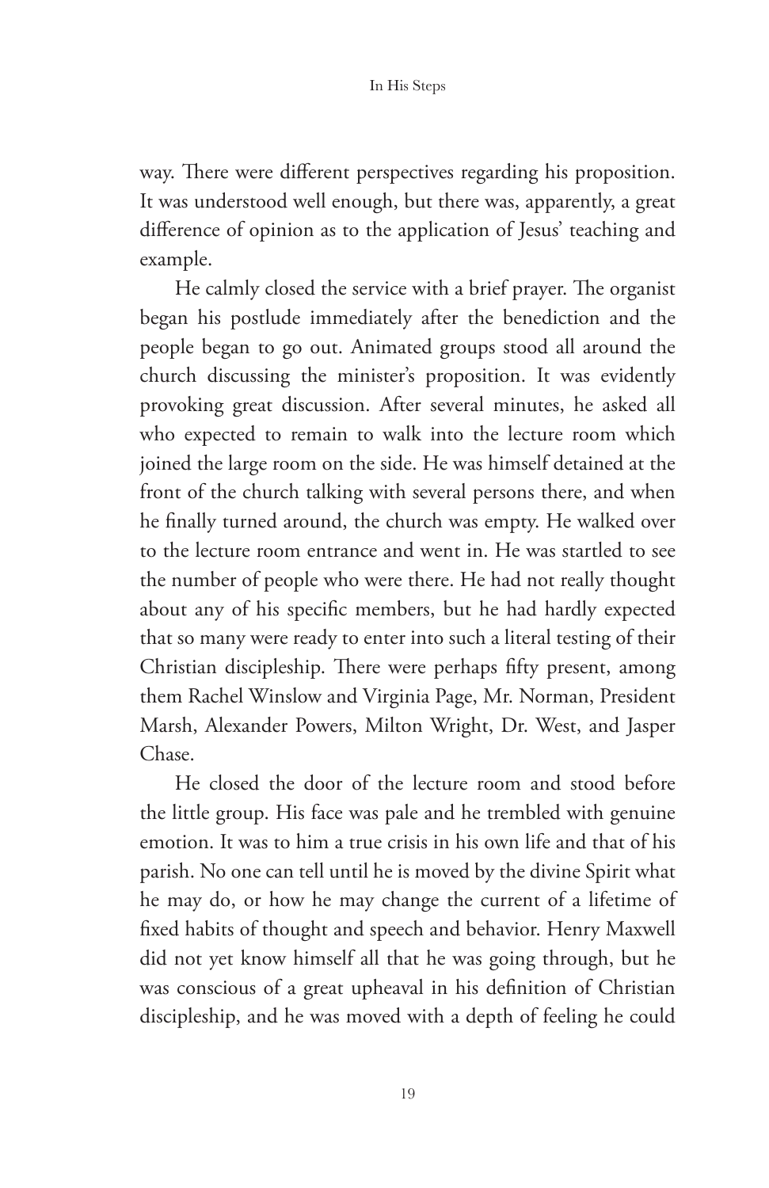way. There were different perspectives regarding his proposition. It was understood well enough, but there was, apparently, a great difference of opinion as to the application of Jesus' teaching and example.

He calmly closed the service with a brief prayer. The organist began his postlude immediately after the benediction and the people began to go out. Animated groups stood all around the church discussing the minister's proposition. It was evidently provoking great discussion. After several minutes, he asked all who expected to remain to walk into the lecture room which joined the large room on the side. He was himself detained at the front of the church talking with several persons there, and when he finally turned around, the church was empty. He walked over to the lecture room entrance and went in. He was startled to see the number of people who were there. He had not really thought about any of his specific members, but he had hardly expected that so many were ready to enter into such a literal testing of their Christian discipleship. There were perhaps fifty present, among them Rachel Winslow and Virginia Page, Mr. Norman, President Marsh, Alexander Powers, Milton Wright, Dr. West, and Jasper Chase.

He closed the door of the lecture room and stood before the little group. His face was pale and he trembled with genuine emotion. It was to him a true crisis in his own life and that of his parish. No one can tell until he is moved by the divine Spirit what he may do, or how he may change the current of a lifetime of fixed habits of thought and speech and behavior. Henry Maxwell did not yet know himself all that he was going through, but he was conscious of a great upheaval in his definition of Christian discipleship, and he was moved with a depth of feeling he could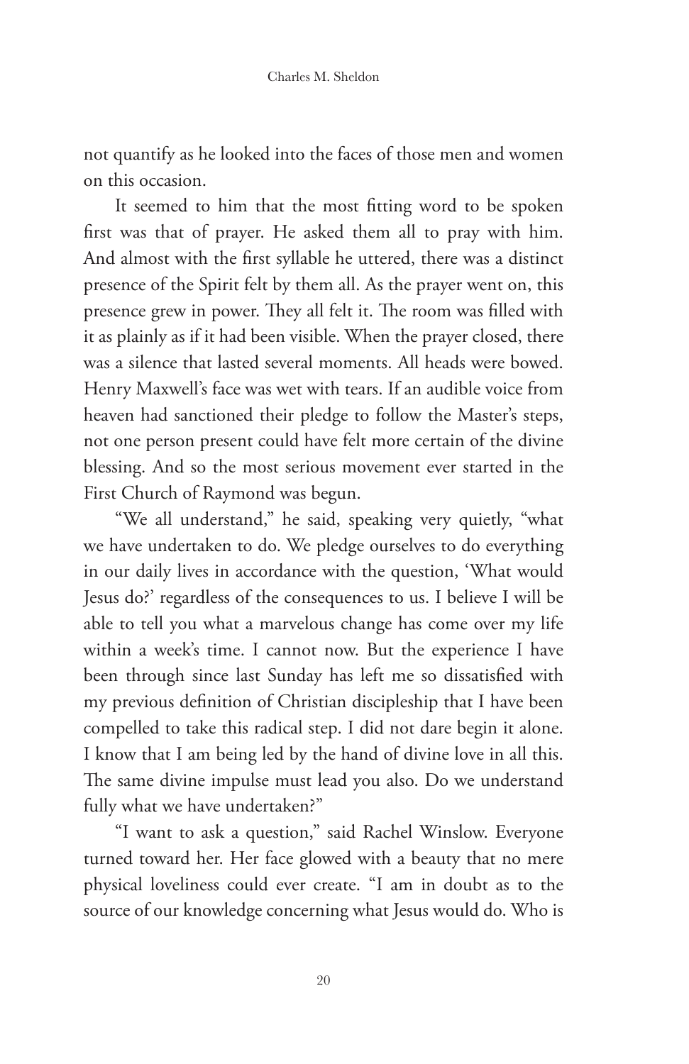not quantify as he looked into the faces of those men and women on this occasion.

It seemed to him that the most fitting word to be spoken first was that of prayer. He asked them all to pray with him. And almost with the first syllable he uttered, there was a distinct presence of the Spirit felt by them all. As the prayer went on, this presence grew in power. They all felt it. The room was filled with it as plainly as if it had been visible. When the prayer closed, there was a silence that lasted several moments. All heads were bowed. Henry Maxwell's face was wet with tears. If an audible voice from heaven had sanctioned their pledge to follow the Master's steps, not one person present could have felt more certain of the divine blessing. And so the most serious movement ever started in the First Church of Raymond was begun.

"We all understand," he said, speaking very quietly, "what we have undertaken to do. We pledge ourselves to do everything in our daily lives in accordance with the question, 'What would Jesus do?' regardless of the consequences to us. I believe I will be able to tell you what a marvelous change has come over my life within a week's time. I cannot now. But the experience I have been through since last Sunday has left me so dissatisfied with my previous definition of Christian discipleship that I have been compelled to take this radical step. I did not dare begin it alone. I know that I am being led by the hand of divine love in all this. The same divine impulse must lead you also. Do we understand fully what we have undertaken?"

"I want to ask a question," said Rachel Winslow. Everyone turned toward her. Her face glowed with a beauty that no mere physical loveliness could ever create. "I am in doubt as to the source of our knowledge concerning what Jesus would do. Who is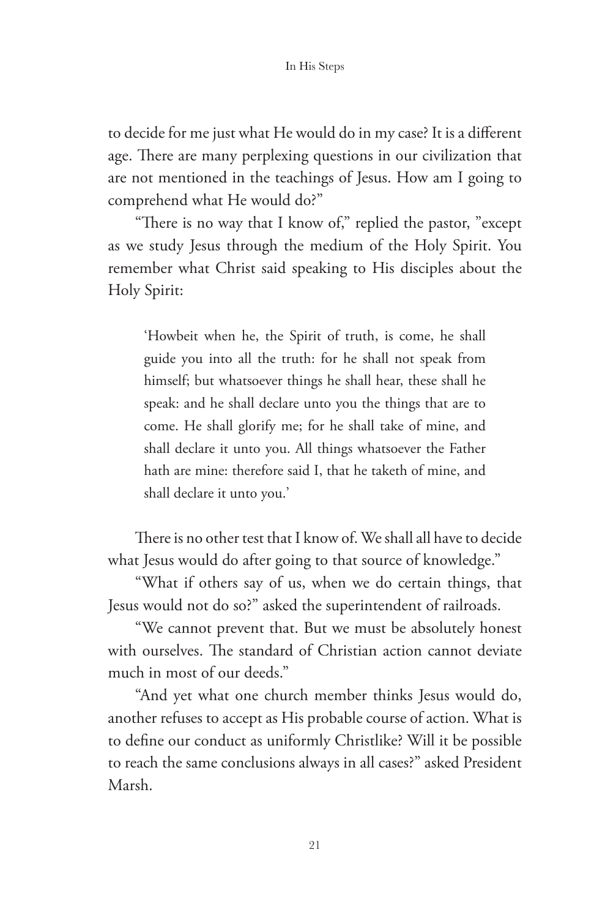to decide for me just what He would do in my case? It is a different age. There are many perplexing questions in our civilization that are not mentioned in the teachings of Jesus. How am I going to comprehend what He would do?"

"There is no way that I know of," replied the pastor, "except as we study Jesus through the medium of the Holy Spirit. You remember what Christ said speaking to His disciples about the Holy Spirit:

> 'Howbeit when he, the Spirit of truth, is come, he shall guide you into all the truth: for he shall not speak from himself; but whatsoever things he shall hear, these shall he speak: and he shall declare unto you the things that are to come. He shall glorify me; for he shall take of mine, and shall declare it unto you. All things whatsoever the Father hath are mine: therefore said I, that he taketh of mine, and shall declare it unto you.'

There is no other test that I know of. We shall all have to decide what Jesus would do after going to that source of knowledge."

"What if others say of us, when we do certain things, that Jesus would not do so?" asked the superintendent of railroads.

"We cannot prevent that. But we must be absolutely honest with ourselves. The standard of Christian action cannot deviate much in most of our deeds."

"And yet what one church member thinks Jesus would do, another refuses to accept as His probable course of action. What is to define our conduct as uniformly Christlike? Will it be possible to reach the same conclusions always in all cases?" asked President Marsh.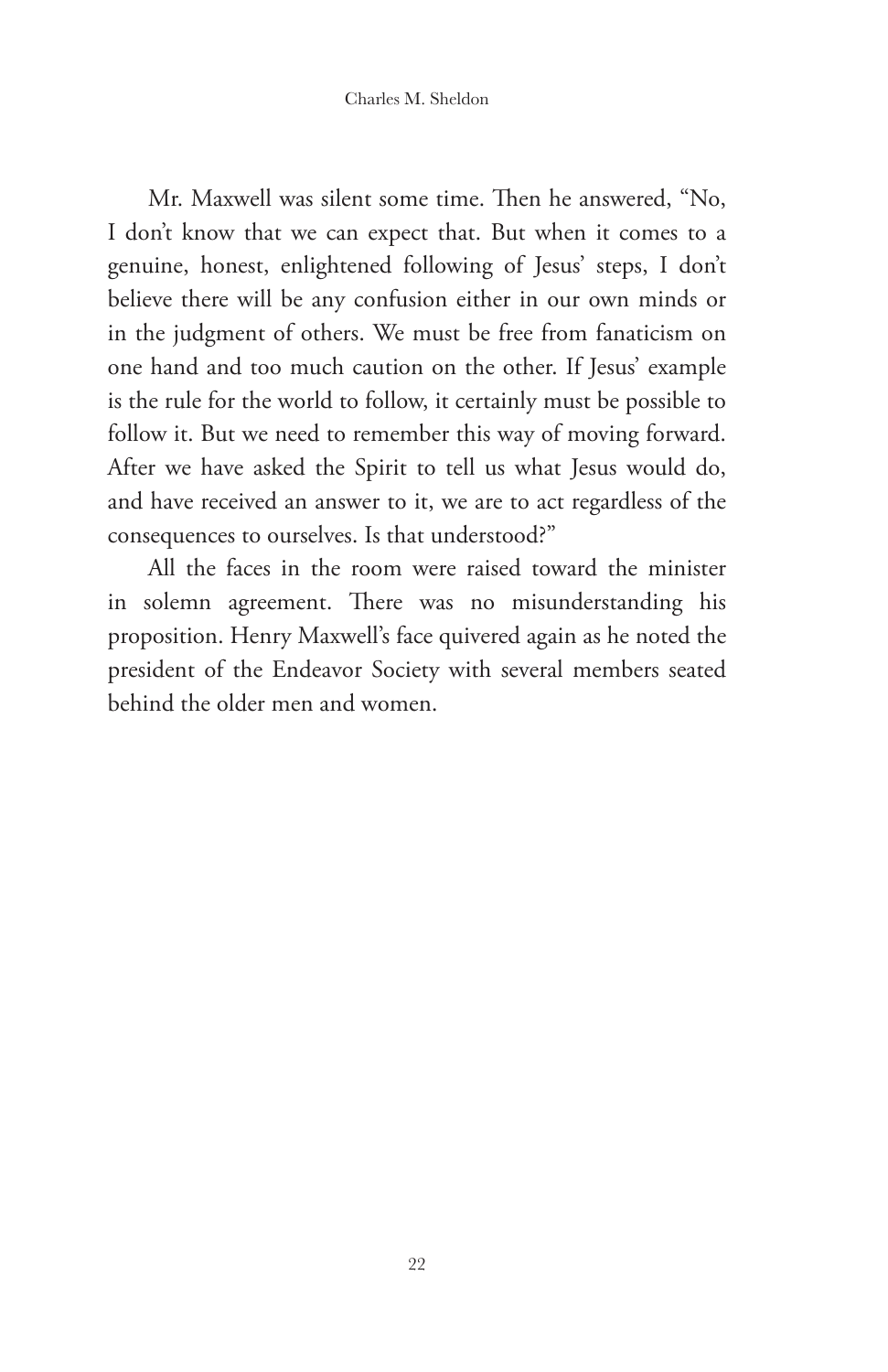Mr. Maxwell was silent some time. Then he answered, "No, I don't know that we can expect that. But when it comes to a genuine, honest, enlightened following of Jesus' steps, I don't believe there will be any confusion either in our own minds or in the judgment of others. We must be free from fanaticism on one hand and too much caution on the other. If Jesus' example is the rule for the world to follow, it certainly must be possible to follow it. But we need to remember this way of moving forward. After we have asked the Spirit to tell us what Jesus would do, and have received an answer to it, we are to act regardless of the consequences to ourselves. Is that understood?"

All the faces in the room were raised toward the minister in solemn agreement. There was no misunderstanding his proposition. Henry Maxwell's face quivered again as he noted the president of the Endeavor Society with several members seated behind the older men and women.